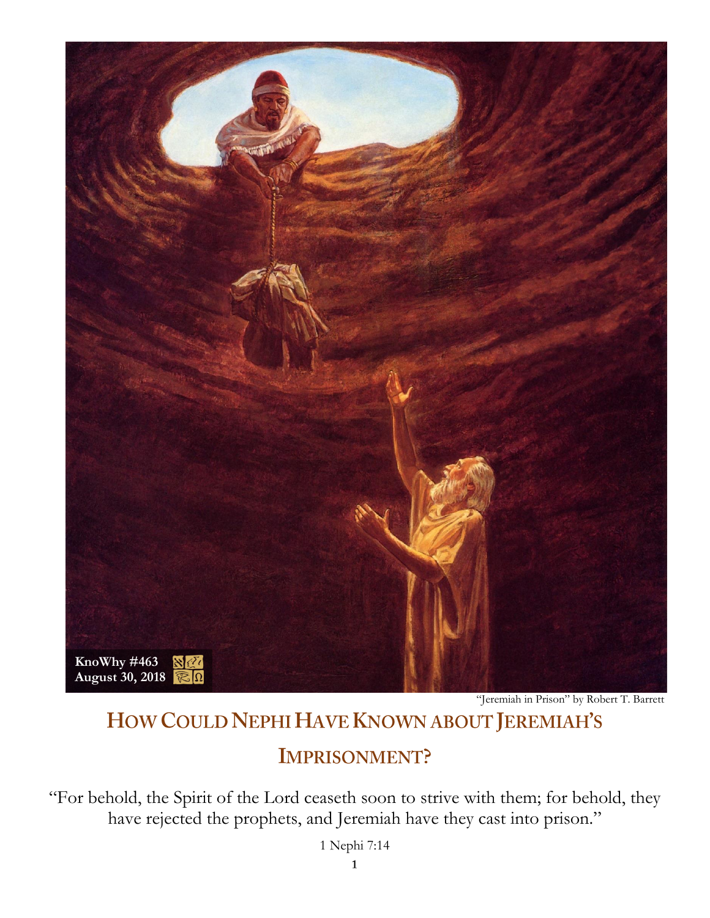KnoWhy #463
August 30, 2018

"Jeremiah in Prison" by Robert T. Barrett

# How Could Nephi Have Known about Jeremiah's Imprisonment?

"For behold, the Spirit of the Lord ceaseth soon to strive with them; for behold, they have rejected the prophets, and Jeremiah have they cast into prison."

1 Nephi 7:14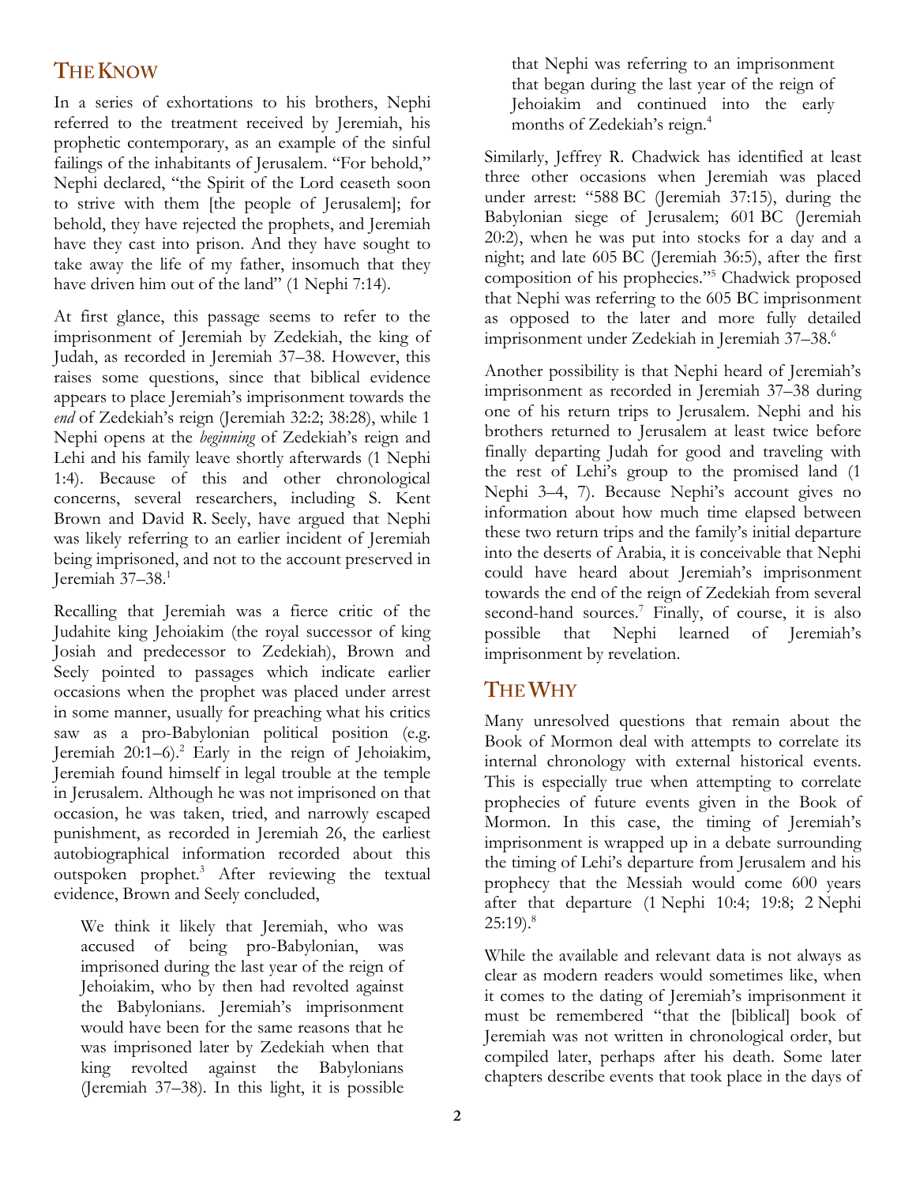## The Know

In a series of exhortations to his brothers, Nephi referred to the treatment received by Jeremiah, his prophetic contemporary, as an example of the sinful failings of the inhabitants of Jerusalem. "For behold," Nephi declared, "the Spirit of the Lord ceaseth soon to strive with them [the people of Jerusalem]; for behold, they have rejected the prophets, and Jeremiah have they cast into prison. And they have sought to take away the life of my father, insomuch that they have driven him out of the land" (1 Nephi 7:14).

At first glance, this passage seems to refer to the imprisonment of Jeremiah by Zedekiah, the king of Judah, as recorded in Jeremiah 37–38. However, this raises some questions, since that biblical evidence appears to place Jeremiah's imprisonment towards the *end* of Zedekiah's reign (Jeremiah 32:2; 38:28), while 1 Nephi opens at the *beginning* of Zedekiah's reign and Lehi and his family leave shortly afterwards (1 Nephi 1:4). Because of this and other chronological concerns, several researchers, including S. Kent Brown and David R. Seely, have argued that Nephi was likely referring to an earlier incident of Jeremiah being imprisoned, and not to the account preserved in Jeremiah 37–38.[1]

Recalling that Jeremiah was a fierce critic of the Judahite king Jehoiakim (the royal successor of king Josiah and predecessor to Zedekiah), Brown and Seely pointed to passages which indicate earlier occasions when the prophet was placed under arrest in some manner, usually for preaching what his critics saw as a pro-Babylonian political position (e.g. Jeremiah 20:1–6).[2] Early in the reign of Jehoiakim, Jeremiah found himself in legal trouble at the temple in Jerusalem. Although he was not imprisoned on that occasion, he was taken, tried, and narrowly escaped punishment, as recorded in Jeremiah 26, the earliest autobiographical information recorded about this outspoken prophet.[3] After reviewing the textual evidence, Brown and Seely concluded,

> We think it likely that Jeremiah, who was accused of being pro-Babylonian, was imprisoned during the last year of the reign of Jehoiakim, who by then had revolted against the Babylonians. Jeremiah's imprisonment would have been for the same reasons that he was imprisoned later by Zedekiah when that king revolted against the Babylonians (Jeremiah 37–38). In this light, it is possible that Nephi was referring to an imprisonment that began during the last year of the reign of Jehoiakim and continued into the early months of Zedekiah's reign.[4]

Similarly, Jeffrey R. Chadwick has identified at least three other occasions when Jeremiah was placed under arrest: "588 BC (Jeremiah 37:15), during the Babylonian siege of Jerusalem; 601 BC (Jeremiah 20:2), when he was put into stocks for a day and a night; and late 605 BC (Jeremiah 36:5), after the first composition of his prophecies."[5] Chadwick proposed that Nephi was referring to the 605 BC imprisonment as opposed to the later and more fully detailed imprisonment under Zedekiah in Jeremiah 37–38.[6]

Another possibility is that Nephi heard of Jeremiah's imprisonment as recorded in Jeremiah 37–38 during one of his return trips to Jerusalem. Nephi and his brothers returned to Jerusalem at least twice before finally departing Judah for good and traveling with the rest of Lehi's group to the promised land (1 Nephi 3–4, 7). Because Nephi's account gives no information about how much time elapsed between these two return trips and the family's initial departure into the deserts of Arabia, it is conceivable that Nephi could have heard about Jeremiah's imprisonment towards the end of the reign of Zedekiah from several second-hand sources.[7] Finally, of course, it is also possible that Nephi learned of Jeremiah's imprisonment by revelation.

## The Why

Many unresolved questions that remain about the Book of Mormon deal with attempts to correlate its internal chronology with external historical events. This is especially true when attempting to correlate prophecies of future events given in the Book of Mormon. In this case, the timing of Jeremiah's imprisonment is wrapped up in a debate surrounding the timing of Lehi's departure from Jerusalem and his prophecy that the Messiah would come 600 years after that departure (1 Nephi 10:4; 19:8; 2 Nephi 25:19).[8]

While the available and relevant data is not always as clear as modern readers would sometimes like, when it comes to the dating of Jeremiah's imprisonment it must be remembered "that the [biblical] book of Jeremiah was not written in chronological order, but compiled later, perhaps after his death. Some later chapters describe events that took place in the days of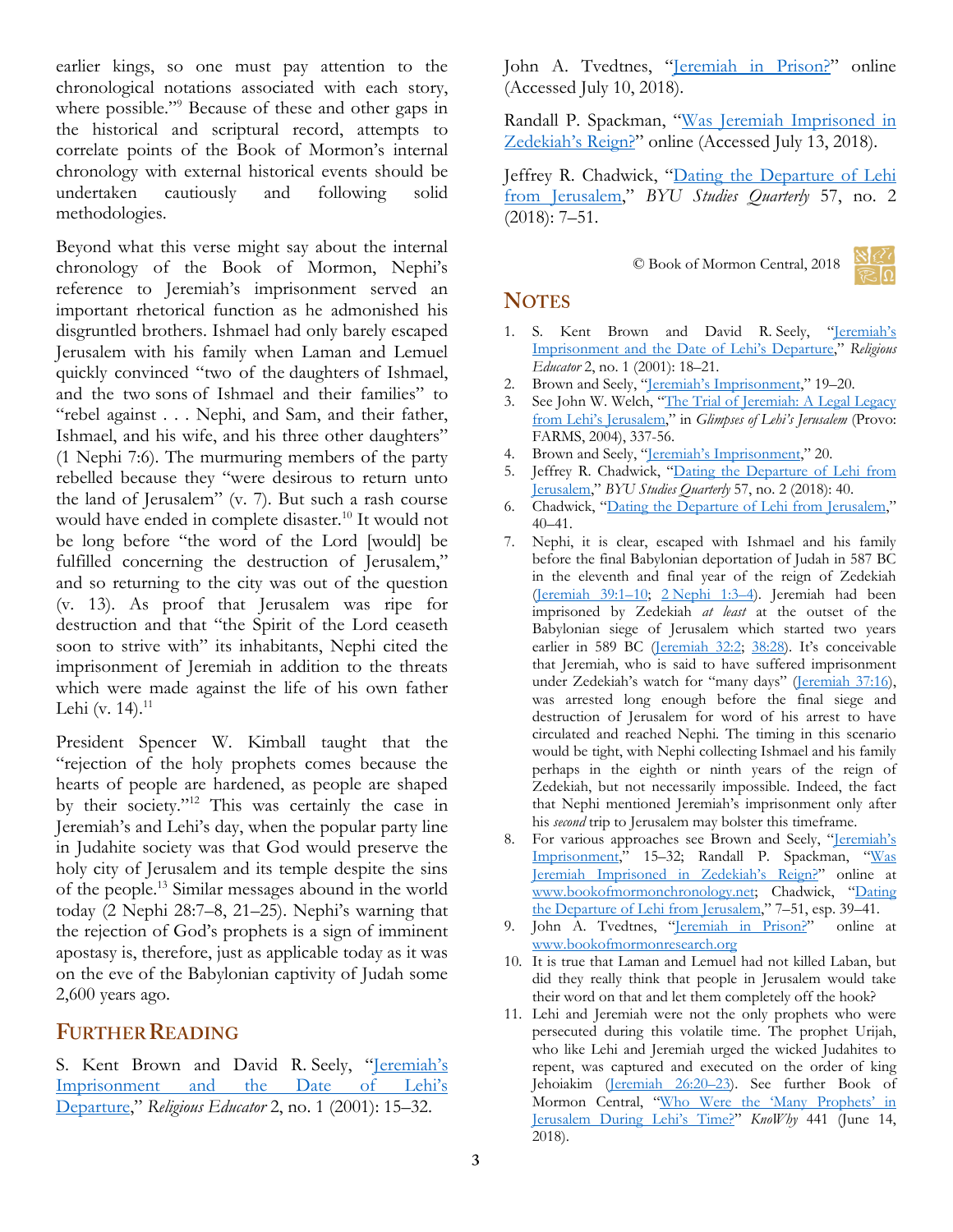earlier kings, so one must pay attention to the chronological notations associated with each story, where possible."[9] Because of these and other gaps in the historical and scriptural record, attempts to correlate points of the Book of Mormon's internal chronology with external historical events should be undertaken cautiously and following solid methodologies.

Beyond what this verse might say about the internal chronology of the Book of Mormon, Nephi's reference to Jeremiah's imprisonment served an important rhetorical function as he admonished his disgruntled brothers. Ishmael had only barely escaped Jerusalem with his family when Laman and Lemuel quickly convinced "two of the daughters of Ishmael, and the two sons of Ishmael and their families" to "rebel against . . . Nephi, and Sam, and their father, Ishmael, and his wife, and his three other daughters" (1 Nephi 7:6). The murmuring members of the party rebelled because they "were desirous to return unto the land of Jerusalem" (v. 7). But such a rash course would have ended in complete disaster.[10] It would not be long before "the word of the Lord [would] be fulfilled concerning the destruction of Jerusalem," and so returning to the city was out of the question (v. 13). As proof that Jerusalem was ripe for destruction and that "the Spirit of the Lord ceaseth soon to strive with" its inhabitants, Nephi cited the imprisonment of Jeremiah in addition to the threats which were made against the life of his own father Lehi (v. 14).[11]

President Spencer W. Kimball taught that the "rejection of the holy prophets comes because the hearts of people are hardened, as people are shaped by their society."[12] This was certainly the case in Jeremiah's and Lehi's day, when the popular party line in Judahite society was that God would preserve the holy city of Jerusalem and its temple despite the sins of the people.[13] Similar messages abound in the world today (2 Nephi 28:7–8, 21–25). Nephi's warning that the rejection of God's prophets is a sign of imminent apostasy is, therefore, just as applicable today as it was on the eve of the Babylonian captivity of Judah some 2,600 years ago.

## Further Reading

S. Kent Brown and David R. Seely, "Jeremiah's Imprisonment and the Date of Lehi's Departure," *Religious Educator* 2, no. 1 (2001): 15–32.

John A. Tvedtnes, "Jeremiah in Prison?" online (Accessed July 10, 2018).

Randall P. Spackman, "Was Jeremiah Imprisoned in Zedekiah's Reign?" online (Accessed July 13, 2018).

Jeffrey R. Chadwick, "Dating the Departure of Lehi from Jerusalem," *BYU Studies Quarterly* 57, no. 2 (2018): 7–51.

© Book of Mormon Central, 2018

## Notes

1. S. Kent Brown and David R. Seely, "Jeremiah's Imprisonment and the Date of Lehi's Departure," *Religious Educator* 2, no. 1 (2001): 18–21.
2. Brown and Seely, "Jeremiah's Imprisonment," 19–20.
3. See John W. Welch, "The Trial of Jeremiah: A Legal Legacy from Lehi's Jerusalem," in *Glimpses of Lehi's Jerusalem* (Provo: FARMS, 2004), 337-56.
4. Brown and Seely, "Jeremiah's Imprisonment," 20.
5. Jeffrey R. Chadwick, "Dating the Departure of Lehi from Jerusalem," *BYU Studies Quarterly* 57, no. 2 (2018): 40.
6. Chadwick, "Dating the Departure of Lehi from Jerusalem," 40–41.
7. Nephi, it is clear, escaped with Ishmael and his family before the final Babylonian deportation of Judah in 587 BC in the eleventh and final year of the reign of Zedekiah (Jeremiah 39:1–10; 2 Nephi 1:3–4). Jeremiah had been imprisoned by Zedekiah *at least* at the outset of the Babylonian siege of Jerusalem which started two years earlier in 589 BC (Jeremiah 32:2; 38:28). It's conceivable that Jeremiah, who is said to have suffered imprisonment under Zedekiah's watch for "many days" (Jeremiah 37:16), was arrested long enough before the final siege and destruction of Jerusalem for word of his arrest to have circulated and reached Nephi. The timing in this scenario would be tight, with Nephi collecting Ishmael and his family perhaps in the eighth or ninth years of the reign of Zedekiah, but not necessarily impossible. Indeed, the fact that Nephi mentioned Jeremiah's imprisonment only after his *second* trip to Jerusalem may bolster this timeframe.
8. For various approaches see Brown and Seely, "Jeremiah's Imprisonment," 15–32; Randall P. Spackman, "Was Jeremiah Imprisoned in Zedekiah's Reign?" online at www.bookofmormonchronology.net; Chadwick, "Dating the Departure of Lehi from Jerusalem," 7–51, esp. 39–41.
9. John A. Tvedtnes, "Jeremiah in Prison?" online at www.bookofmormonresearch.org
10. It is true that Laman and Lemuel had not killed Laban, but did they really think that people in Jerusalem would take their word on that and let them completely off the hook?
11. Lehi and Jeremiah were not the only prophets who were persecuted during this volatile time. The prophet Urijah, who like Lehi and Jeremiah urged the wicked Judahites to repent, was captured and executed on the order of king Jehoiakim (Jeremiah 26:20–23). See further Book of Mormon Central, "Who Were the 'Many Prophets' in Jerusalem During Lehi's Time?" *KnoWhy* 441 (June 14, 2018).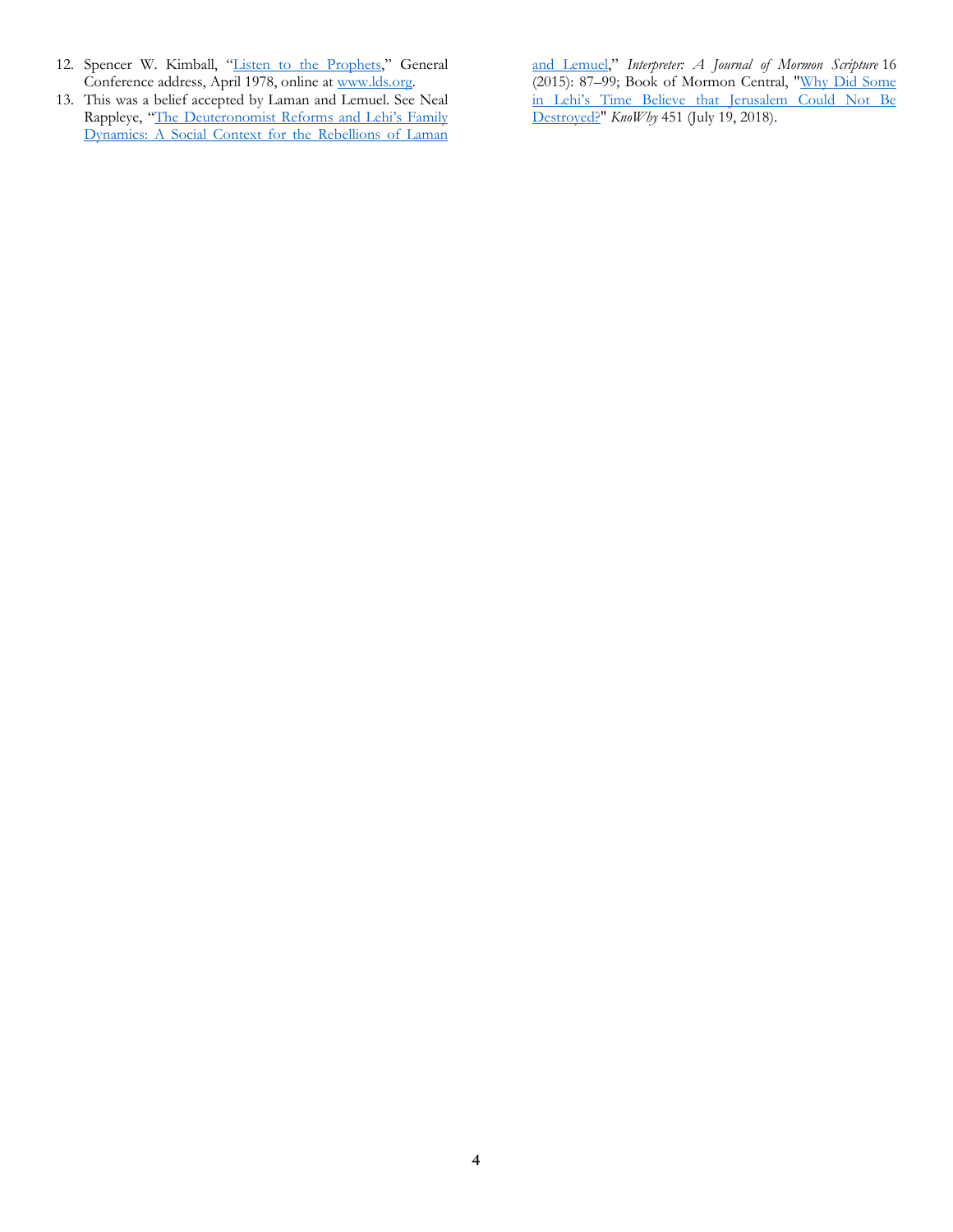12. Spencer W. Kimball, "Listen to the Prophets," General Conference address, April 1978, online at www.lds.org.
13. This was a belief accepted by Laman and Lemuel. See Neal Rappleye, "The Deuteronomist Reforms and Lehi's Family Dynamics: A Social Context for the Rebellions of Laman and Lemuel," *Interpreter: A Journal of Mormon Scripture* 16 (2015): 87–99; Book of Mormon Central, "Why Did Some in Lehi's Time Believe that Jerusalem Could Not Be Destroyed?" *KnoWhy* 451 (July 19, 2018).